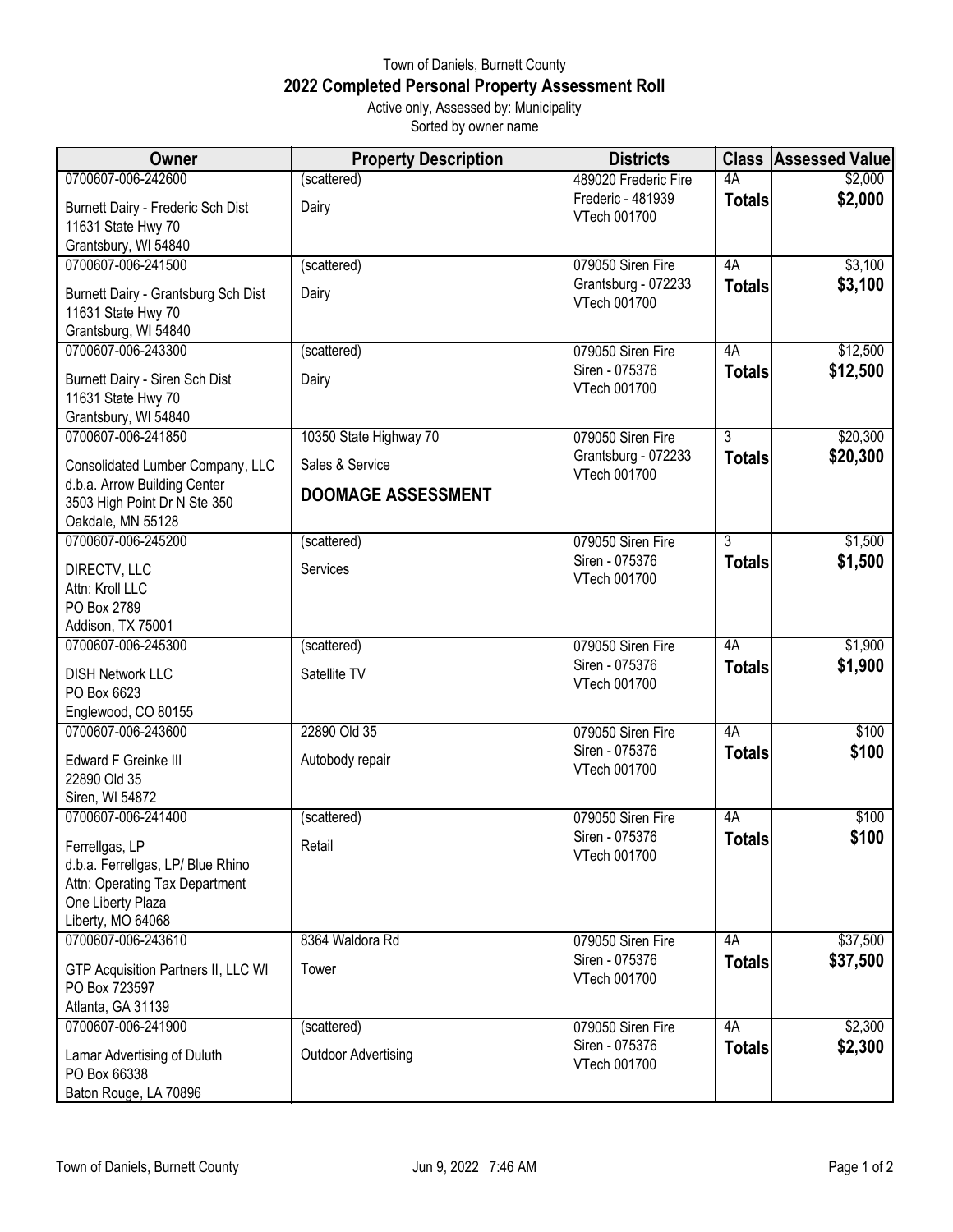Town of Daniels, Burnett County

# 2022 Completed Personal Property Assessment Roll

Active only, Assessed by: Municipality

Sorted by owner name

| Owner | Property Description | Districts | Class | Assessed Value |
|---|---|---|---|---|
| 0700607-006-242600<br>Burnett Dairy - Frederic Sch Dist<br>11631 State Hwy 70<br>Grantsbury, WI 54840 | (scattered)<br>Dairy | 489020 Frederic Fire<br>Frederic - 481939<br>VTech 001700 | 4A<br>**Totals** | $2,000<br>**$2,000** |
| 0700607-006-241500<br>Burnett Dairy - Grantsburg Sch Dist<br>11631 State Hwy 70<br>Grantsbury, WI 54840 | (scattered)<br>Dairy | 079050 Siren Fire<br>Grantsburg - 072233<br>VTech 001700 | 4A<br>**Totals** | $3,100<br>**$3,100** |
| 0700607-006-243300<br>Burnett Dairy - Siren Sch Dist<br>11631 State Hwy 70<br>Grantsbury, WI 54840 | (scattered)<br>Dairy | 079050 Siren Fire<br>Siren - 075376<br>VTech 001700 | 4A<br>**Totals** | $12,500<br>**$12,500** |
| 0700607-006-241850<br>Consolidated Lumber Company, LLC<br>d.b.a. Arrow Building Center<br>3503 High Point Dr N Ste 350<br>Oakdale, MN 55128 | 10350 State Highway 70<br>Sales & Service<br>**DOOMAGE ASSESSMENT** | 079050 Siren Fire<br>Grantsburg - 072233<br>VTech 001700 | 3<br>**Totals** | $20,300<br>**$20,300** |
| 0700607-006-245200<br>DIRECTV, LLC<br>Attn: Kroll LLC<br>PO Box 2789<br>Addison, TX 75001 | (scattered)<br>Services | 079050 Siren Fire<br>Siren - 075376<br>VTech 001700 | 3<br>**Totals** | $1,500<br>**$1,500** |
| 0700607-006-245300<br>DISH Network LLC<br>PO Box 6623<br>Englewood, CO 80155 | (scattered)<br>Satellite TV | 079050 Siren Fire<br>Siren - 075376<br>VTech 001700 | 4A<br>**Totals** | $1,900<br>**$1,900** |
| 0700607-006-243600<br>Edward F Greinke III<br>22890 Old 35<br>Siren, WI 54872 | 22890 Old 35<br>Autobody repair | 079050 Siren Fire<br>Siren - 075376<br>VTech 001700 | 4A<br>**Totals** | $100<br>**$100** |
| 0700607-006-241400<br>Ferrellgas, LP<br>d.b.a. Ferrellgas, LP/ Blue Rhino<br>Attn: Operating Tax Department<br>One Liberty Plaza<br>Liberty, MO 64068 | (scattered)<br>Retail | 079050 Siren Fire<br>Siren - 075376<br>VTech 001700 | 4A<br>**Totals** | $100<br>**$100** |
| 0700607-006-243610<br>GTP Acquisition Partners II, LLC WI<br>PO Box 723597<br>Atlanta, GA 31139 | 8364 Waldora Rd<br>Tower | 079050 Siren Fire<br>Siren - 075376<br>VTech 001700 | 4A<br>**Totals** | $37,500<br>**$37,500** |
| 0700607-006-241900<br>Lamar Advertising of Duluth<br>PO Box 66338<br>Baton Rouge, LA 70896 | (scattered)<br>Outdoor Advertising | 079050 Siren Fire<br>Siren - 075376<br>VTech 001700 | 4A<br>**Totals** | $2,300<br>**$2,300** |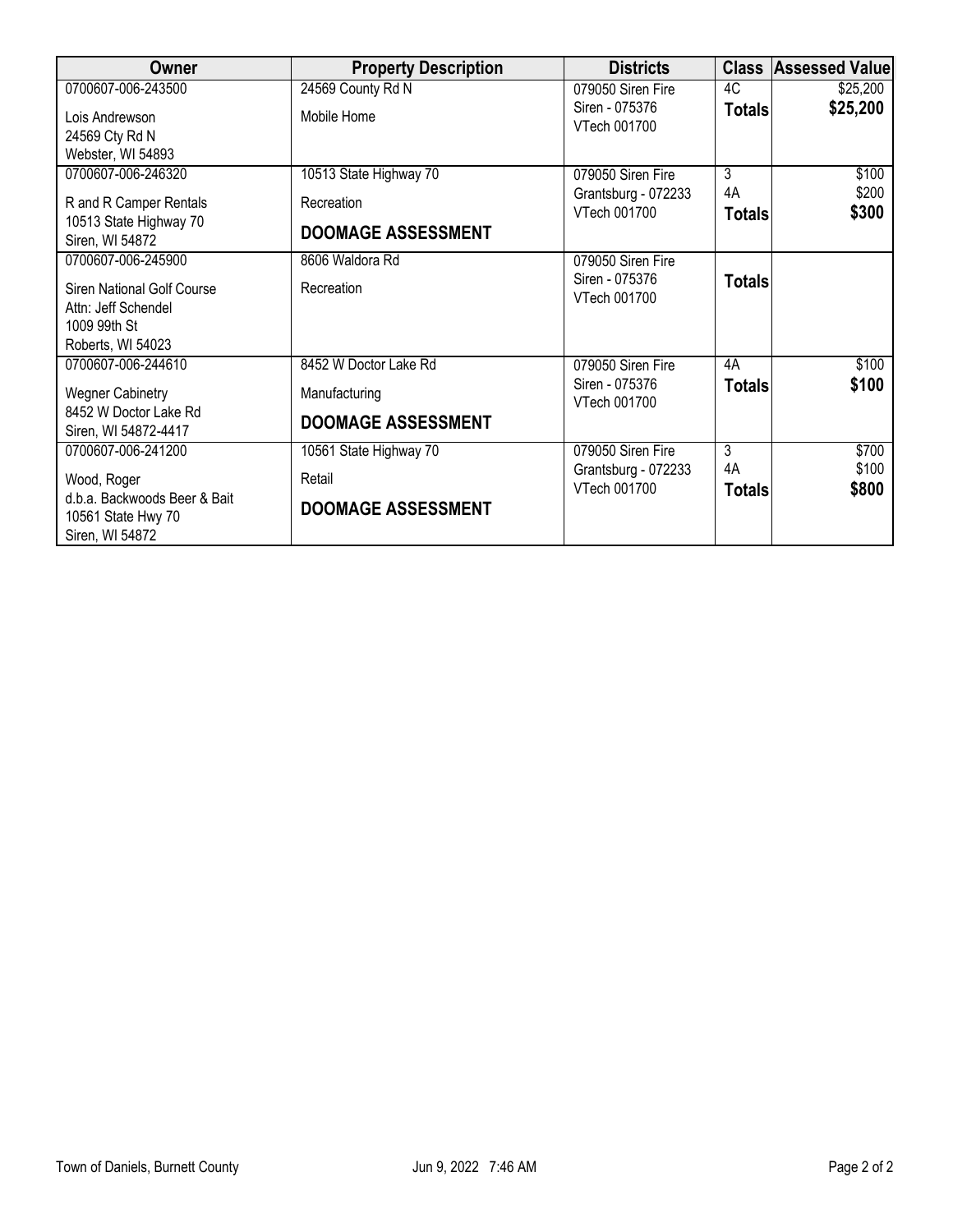| Owner | Property Description | Districts | Class | Assessed Value |
|---|---|---|---|---|
| 0700607-006-243500<br>Lois Andrewson<br>24569 Cty Rd N<br>Webster, WI 54893 | 24569 County Rd N<br>Mobile Home | 079050 Siren Fire<br>Siren - 075376<br>VTech 001700 | 4C<br>**Totals** | $25,200<br>**$25,200** |
| 0700607-006-246320<br>R and R Camper Rentals<br>10513 State Highway 70<br>Siren, WI 54872 | 10513 State Highway 70<br>Recreation<br>**DOOMAGE ASSESSMENT** | 079050 Siren Fire<br>Grantsburg - 072233<br>VTech 001700 | 3<br>4A<br>**Totals** | $100<br>$200<br>**$300** |
| 0700607-006-245900<br>Siren National Golf Course<br>Attn: Jeff Schendel<br>1009 99th St<br>Roberts, WI 54023 | 8606 Waldora Rd<br>Recreation | 079050 Siren Fire<br>Siren - 075376<br>VTech 001700 | **Totals** | |
| 0700607-006-244610<br>Wegner Cabinetry<br>8452 W Doctor Lake Rd<br>Siren, WI 54872-4417 | 8452 W Doctor Lake Rd<br>Manufacturing<br>**DOOMAGE ASSESSMENT** | 079050 Siren Fire<br>Siren - 075376<br>VTech 001700 | 4A<br>**Totals** | $100<br>**$100** |
| 0700607-006-241200<br>Wood, Roger<br>d.b.a. Backwoods Beer & Bait<br>10561 State Hwy 70<br>Siren, WI 54872 | 10561 State Highway 70<br>Retail<br>**DOOMAGE ASSESSMENT** | 079050 Siren Fire<br>Grantsburg - 072233<br>VTech 001700 | 3<br>4A<br>**Totals** | $700<br>$100<br>**$800** |